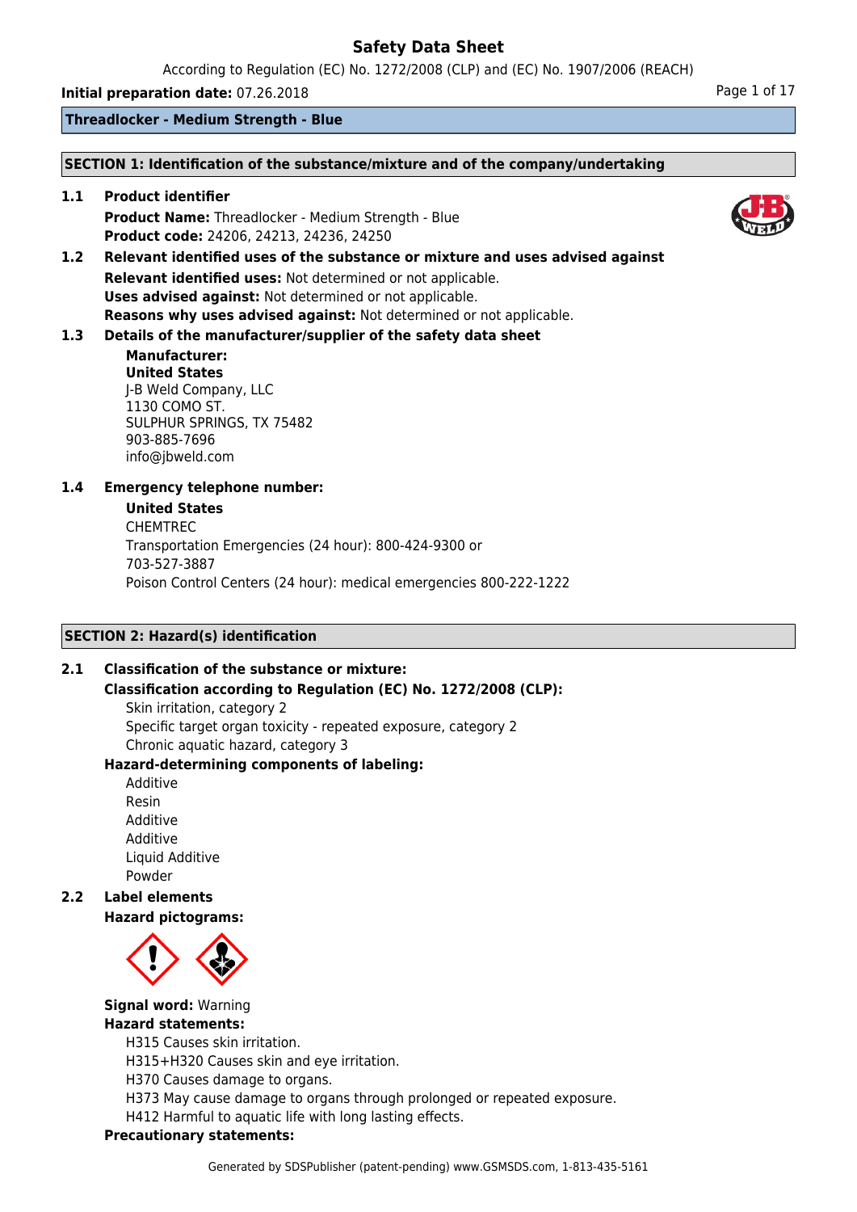# Safety Data Sheet

According to Regulation (EC) No. 1272/2008 (CLP) and (EC) No. 1907/2006 (REACH)

**Initial preparation date:** 07.26.2018

**Threadlocker - Medium Strength - Blue**

## SECTION 1: Identification of the substance/mixture and of the company/undertaking

**1.1 Product identifier**

**Product Name:** Threadlocker - Medium Strength - Blue
**Product code:** 24206, 24213, 24236, 24250

**1.2 Relevant identified uses of the substance or mixture and uses advised against**

**Relevant identified uses:** Not determined or not applicable.
**Uses advised against:** Not determined or not applicable.
**Reasons why uses advised against:** Not determined or not applicable.

**1.3 Details of the manufacturer/supplier of the safety data sheet**

**Manufacturer:**
**United States**
J-B Weld Company, LLC
1130 COMO ST.
SULPHUR SPRINGS, TX 75482
903-885-7696
info@jbweld.com

**1.4 Emergency telephone number:**

**United States**
CHEMTREC
Transportation Emergencies (24 hour): 800-424-9300 or
703-527-3887
Poison Control Centers (24 hour): medical emergencies 800-222-1222

## SECTION 2: Hazard(s) identification

**2.1 Classification of the substance or mixture:**

**Classification according to Regulation (EC) No. 1272/2008 (CLP):**

Skin irritation, category 2
Specific target organ toxicity - repeated exposure, category 2
Chronic aquatic hazard, category 3

**Hazard-determining components of labeling:**

Additive
Resin
Additive
Additive
Liquid Additive
Powder

**2.2 Label elements**

**Hazard pictograms:**

**Signal word:** Warning

**Hazard statements:**

H315 Causes skin irritation.
H315+H320 Causes skin and eye irritation.
H370 Causes damage to organs.
H373 May cause damage to organs through prolonged or repeated exposure.
H412 Harmful to aquatic life with long lasting effects.

**Precautionary statements:**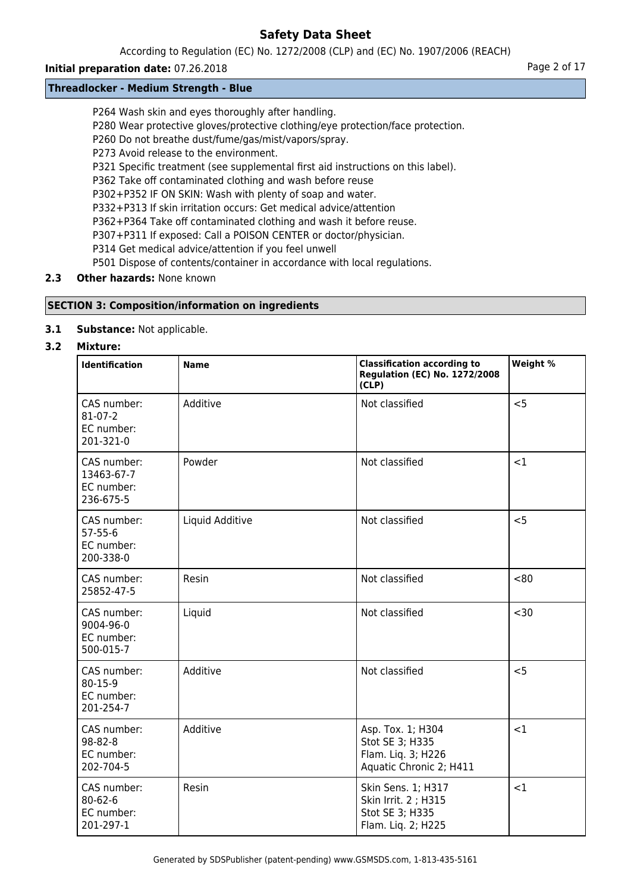P264 Wash skin and eyes thoroughly after handling.
P280 Wear protective gloves/protective clothing/eye protection/face protection.
P260 Do not breathe dust/fume/gas/mist/vapors/spray.
P273 Avoid release to the environment.
P321 Specific treatment (see supplemental first aid instructions on this label).
P362 Take off contaminated clothing and wash before reuse
P302+P352 IF ON SKIN: Wash with plenty of soap and water.
P332+P313 If skin irritation occurs: Get medical advice/attention
P362+P364 Take off contaminated clothing and wash it before reuse.
P307+P311 If exposed: Call a POISON CENTER or doctor/physician.
P314 Get medical advice/attention if you feel unwell
P501 Dispose of contents/container in accordance with local regulations.

**2.3 Other hazards:** None known

## SECTION 3: Composition/information on ingredients

**3.1 Substance:** Not applicable.

**3.2 Mixture:**

| Identification | Name | Classification according to Regulation (EC) No. 1272/2008 (CLP) | Weight % |
|---|---|---|---|
| CAS number: 81-07-2 EC number: 201-321-0 | Additive | Not classified | <5 |
| CAS number: 13463-67-7 EC number: 236-675-5 | Powder | Not classified | <1 |
| CAS number: 57-55-6 EC number: 200-338-0 | Liquid Additive | Not classified | <5 |
| CAS number: 25852-47-5 | Resin | Not classified | <80 |
| CAS number: 9004-96-0 EC number: 500-015-7 | Liquid | Not classified | <30 |
| CAS number: 80-15-9 EC number: 201-254-7 | Additive | Not classified | <5 |
| CAS number: 98-82-8 EC number: 202-704-5 | Additive | Asp. Tox. 1; H304 Stot SE 3; H335 Flam. Liq. 3; H226 Aquatic Chronic 2; H411 | <1 |
| CAS number: 80-62-6 EC number: 201-297-1 | Resin | Skin Sens. 1; H317 Skin Irrit. 2 ; H315 Stot SE 3; H335 Flam. Liq. 2; H225 | <1 |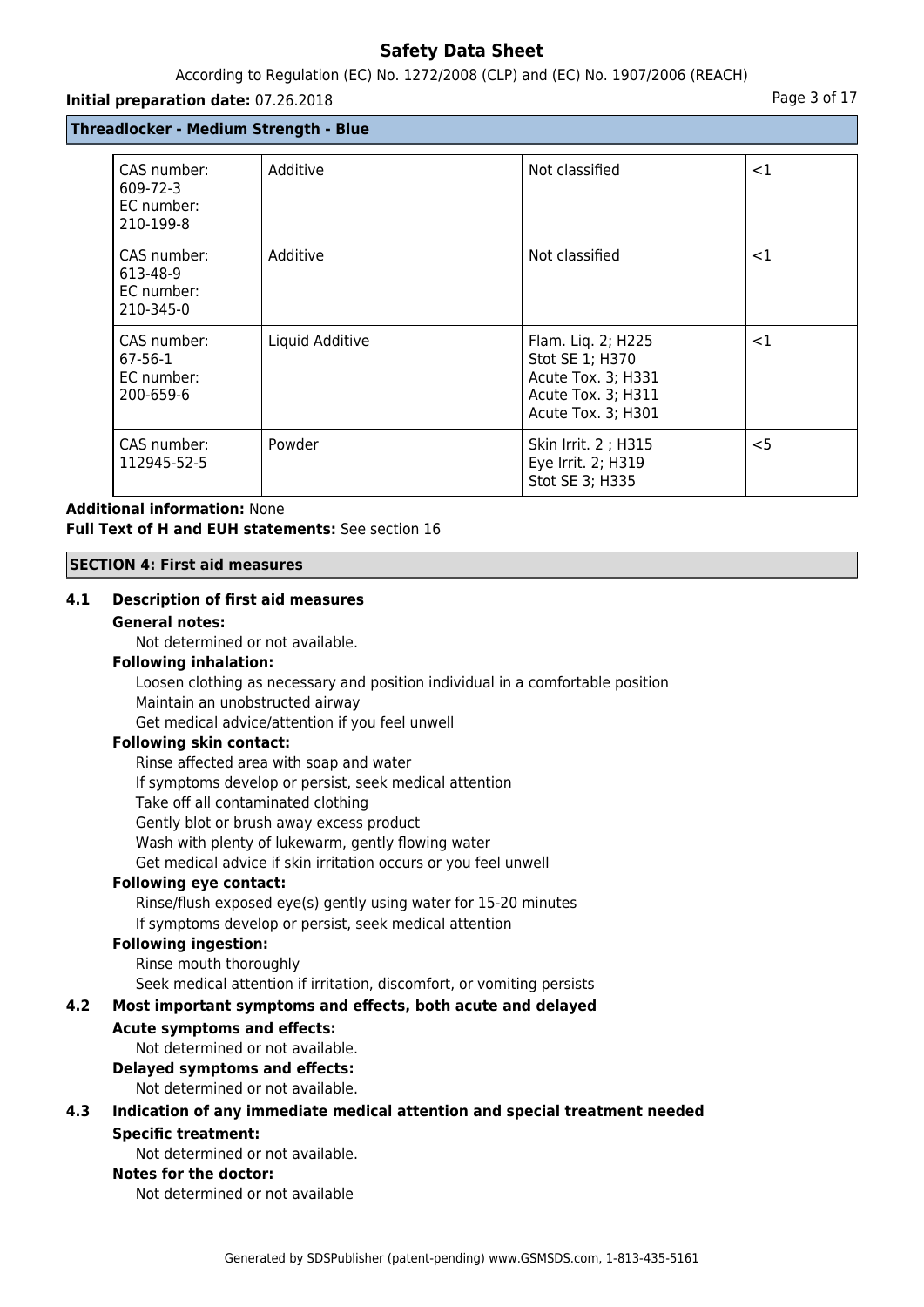**Threadlocker - Medium Strength - Blue**

| | | | |
|---|---|---|---|
| CAS number: 609-72-3<br>EC number: 210-199-8 | Additive | Not classified | <1 |
| CAS number: 613-48-9<br>EC number: 210-345-0 | Additive | Not classified | <1 |
| CAS number: 67-56-1<br>EC number: 200-659-6 | Liquid Additive | Flam. Liq. 2; H225<br>Stot SE 1; H370<br>Acute Tox. 3; H331<br>Acute Tox. 3; H311<br>Acute Tox. 3; H301 | <1 |
| CAS number: 112945-52-5 | Powder | Skin Irrit. 2 ; H315<br>Eye Irrit. 2; H319<br>Stot SE 3; H335 | <5 |

**Additional information:** None
**Full Text of H and EUH statements:** See section 16

## SECTION 4: First aid measures

### 4.1 Description of first aid measures

**General notes:**

Not determined or not available.

**Following inhalation:**

Loosen clothing as necessary and position individual in a comfortable position
Maintain an unobstructed airway
Get medical advice/attention if you feel unwell

**Following skin contact:**

Rinse affected area with soap and water
If symptoms develop or persist, seek medical attention
Take off all contaminated clothing
Gently blot or brush away excess product
Wash with plenty of lukewarm, gently flowing water
Get medical advice if skin irritation occurs or you feel unwell

**Following eye contact:**

Rinse/flush exposed eye(s) gently using water for 15-20 minutes
If symptoms develop or persist, seek medical attention

**Following ingestion:**

Rinse mouth thoroughly
Seek medical attention if irritation, discomfort, or vomiting persists

### 4.2 Most important symptoms and effects, both acute and delayed

**Acute symptoms and effects:**

Not determined or not available.

**Delayed symptoms and effects:**

Not determined or not available.

### 4.3 Indication of any immediate medical attention and special treatment needed

**Specific treatment:**

Not determined or not available.

**Notes for the doctor:**

Not determined or not available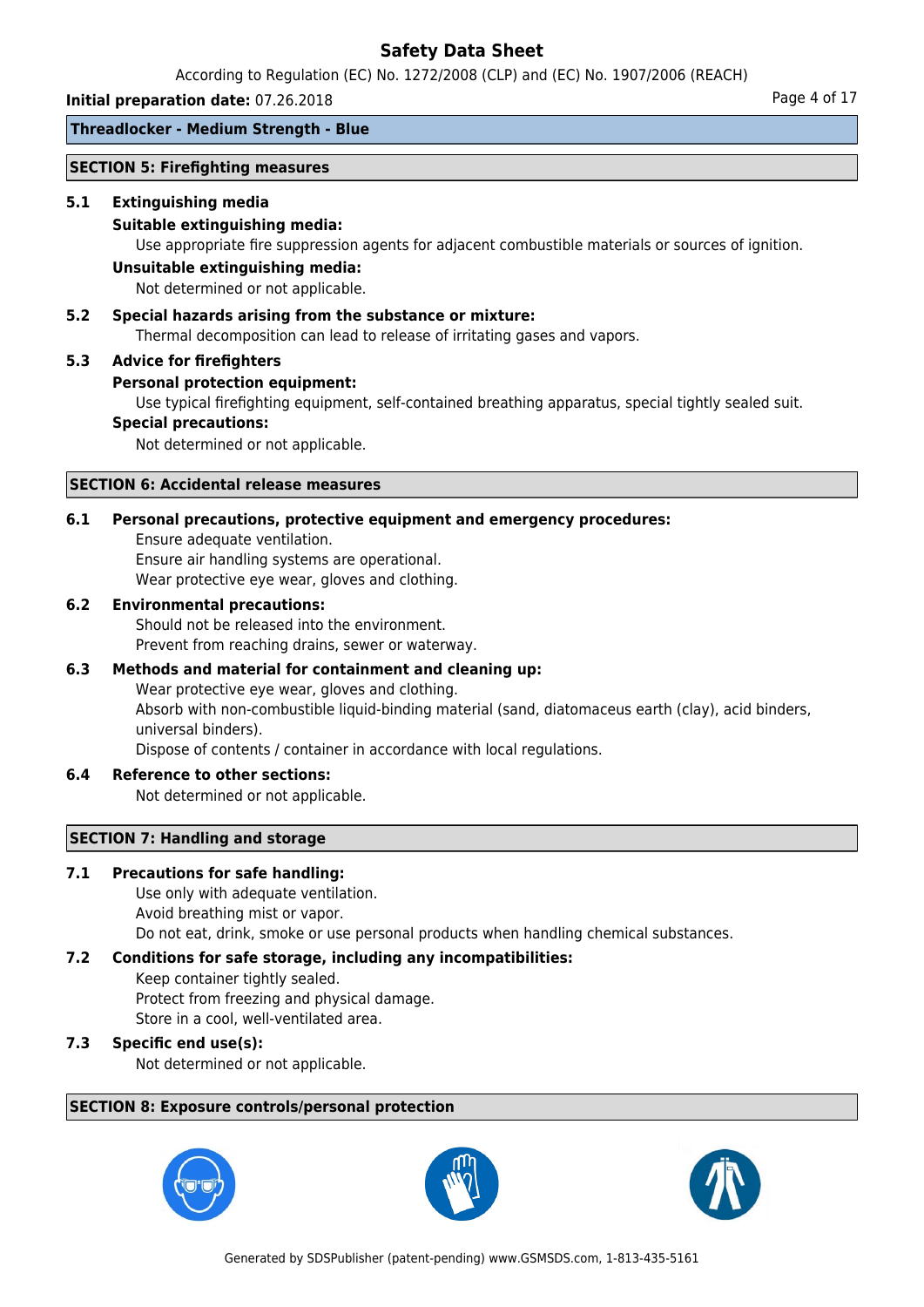**Threadlocker - Medium Strength - Blue**

## SECTION 5: Firefighting measures

### 5.1 Extinguishing media

**Suitable extinguishing media:**

Use appropriate fire suppression agents for adjacent combustible materials or sources of ignition.

**Unsuitable extinguishing media:**

Not determined or not applicable.

### 5.2 Special hazards arising from the substance or mixture:

Thermal decomposition can lead to release of irritating gases and vapors.

### 5.3 Advice for firefighters

**Personal protection equipment:**

Use typical firefighting equipment, self-contained breathing apparatus, special tightly sealed suit.

**Special precautions:**

Not determined or not applicable.

## SECTION 6: Accidental release measures

### 6.1 Personal precautions, protective equipment and emergency procedures:

Ensure adequate ventilation.
Ensure air handling systems are operational.
Wear protective eye wear, gloves and clothing.

### 6.2 Environmental precautions:

Should not be released into the environment.
Prevent from reaching drains, sewer or waterway.

### 6.3 Methods and material for containment and cleaning up:

Wear protective eye wear, gloves and clothing.
Absorb with non-combustible liquid-binding material (sand, diatomaceus earth (clay), acid binders, universal binders).
Dispose of contents / container in accordance with local regulations.

### 6.4 Reference to other sections:

Not determined or not applicable.

## SECTION 7: Handling and storage

### 7.1 Precautions for safe handling:

Use only with adequate ventilation.
Avoid breathing mist or vapor.
Do not eat, drink, smoke or use personal products when handling chemical substances.

### 7.2 Conditions for safe storage, including any incompatibilities:

Keep container tightly sealed.
Protect from freezing and physical damage.
Store in a cool, well-ventilated area.

### 7.3 Specific end use(s):

Not determined or not applicable.

## SECTION 8: Exposure controls/personal protection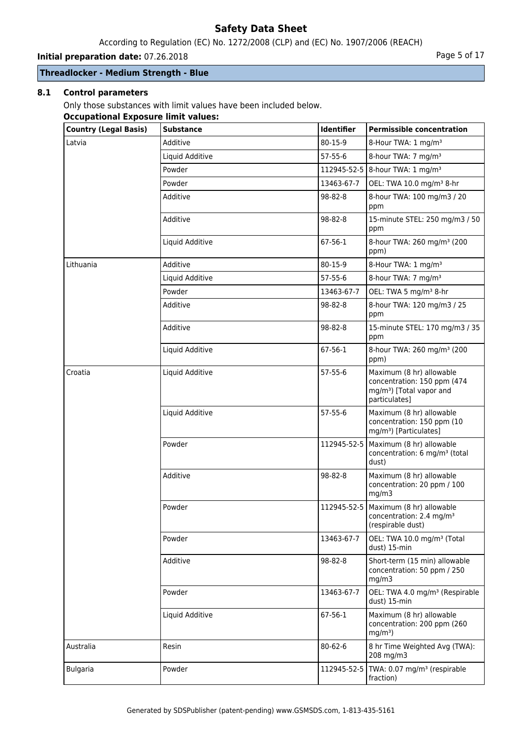### 8.1 Control parameters

Only those substances with limit values have been included below.

**Occupational Exposure limit values:**

| Country (Legal Basis) | Substance | Identifier | Permissible concentration |
|---|---|---|---|
| Latvia | Additive | 80-15-9 | 8-Hour TWA: 1 mg/m³ |
| | Liquid Additive | 57-55-6 | 8-hour TWA: 7 mg/m³ |
| | Powder | 112945-52-5 | 8-hour TWA: 1 mg/m³ |
| | Powder | 13463-67-7 | OEL: TWA 10.0 mg/m³ 8-hr |
| | Additive | 98-82-8 | 8-hour TWA: 100 mg/m3 / 20 ppm |
| | Additive | 98-82-8 | 15-minute STEL: 250 mg/m3 / 50 ppm |
| | Liquid Additive | 67-56-1 | 8-hour TWA: 260 mg/m³ (200 ppm) |
| Lithuania | Additive | 80-15-9 | 8-Hour TWA: 1 mg/m³ |
| | Liquid Additive | 57-55-6 | 8-hour TWA: 7 mg/m³ |
| | Powder | 13463-67-7 | OEL: TWA 5 mg/m³ 8-hr |
| | Additive | 98-82-8 | 8-hour TWA: 120 mg/m3 / 25 ppm |
| | Additive | 98-82-8 | 15-minute STEL: 170 mg/m3 / 35 ppm |
| | Liquid Additive | 67-56-1 | 8-hour TWA: 260 mg/m³ (200 ppm) |
| Croatia | Liquid Additive | 57-55-6 | Maximum (8 hr) allowable concentration: 150 ppm (474 mg/m³) [Total vapor and particulates] |
| | Liquid Additive | 57-55-6 | Maximum (8 hr) allowable concentration: 150 ppm (10 mg/m³) [Particulates] |
| | Powder | 112945-52-5 | Maximum (8 hr) allowable concentration: 6 mg/m³ (total dust) |
| | Additive | 98-82-8 | Maximum (8 hr) allowable concentration: 20 ppm / 100 mg/m3 |
| | Powder | 112945-52-5 | Maximum (8 hr) allowable concentration: 2.4 mg/m³ (respirable dust) |
| | Powder | 13463-67-7 | OEL: TWA 10.0 mg/m³ (Total dust) 15-min |
| | Additive | 98-82-8 | Short-term (15 min) allowable concentration: 50 ppm / 250 mg/m3 |
| | Powder | 13463-67-7 | OEL: TWA 4.0 mg/m³ (Respirable dust) 15-min |
| | Liquid Additive | 67-56-1 | Maximum (8 hr) allowable concentration: 200 ppm (260 mg/m³) |
| Australia | Resin | 80-62-6 | 8 hr Time Weighted Avg (TWA): 208 mg/m3 |
| Bulgaria | Powder | 112945-52-5 | TWA: 0.07 mg/m³ (respirable fraction) |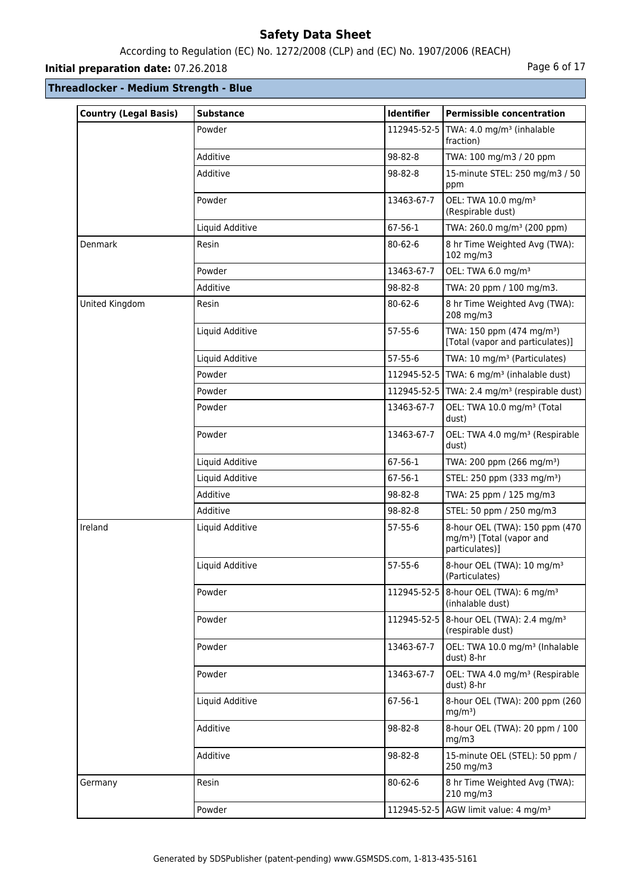## Threadlocker - Medium Strength - Blue

| Country (Legal Basis) | Substance | Identifier | Permissible concentration |
|---|---|---|---|
| | Powder | 112945-52-5 | TWA: 4.0 mg/m³ (inhalable fraction) |
| | Additive | 98-82-8 | TWA: 100 mg/m3 / 20 ppm |
| | Additive | 98-82-8 | 15-minute STEL: 250 mg/m3 / 50 ppm |
| | Powder | 13463-67-7 | OEL: TWA 10.0 mg/m³ (Respirable dust) |
| | Liquid Additive | 67-56-1 | TWA: 260.0 mg/m³ (200 ppm) |
| Denmark | Resin | 80-62-6 | 8 hr Time Weighted Avg (TWA): 102 mg/m3 |
| | Powder | 13463-67-7 | OEL: TWA 6.0 mg/m³ |
| | Additive | 98-82-8 | TWA: 20 ppm / 100 mg/m3. |
| United Kingdom | Resin | 80-62-6 | 8 hr Time Weighted Avg (TWA): 208 mg/m3 |
| | Liquid Additive | 57-55-6 | TWA: 150 ppm (474 mg/m³) [Total (vapor and particulates)] |
| | Liquid Additive | 57-55-6 | TWA: 10 mg/m³ (Particulates) |
| | Powder | 112945-52-5 | TWA: 6 mg/m³ (inhalable dust) |
| | Powder | 112945-52-5 | TWA: 2.4 mg/m³ (respirable dust) |
| | Powder | 13463-67-7 | OEL: TWA 10.0 mg/m³ (Total dust) |
| | Powder | 13463-67-7 | OEL: TWA 4.0 mg/m³ (Respirable dust) |
| | Liquid Additive | 67-56-1 | TWA: 200 ppm (266 mg/m³) |
| | Liquid Additive | 67-56-1 | STEL: 250 ppm (333 mg/m³) |
| | Additive | 98-82-8 | TWA: 25 ppm / 125 mg/m3 |
| | Additive | 98-82-8 | STEL: 50 ppm / 250 mg/m3 |
| Ireland | Liquid Additive | 57-55-6 | 8-hour OEL (TWA): 150 ppm (470 mg/m³) [Total (vapor and particulates)] |
| | Liquid Additive | 57-55-6 | 8-hour OEL (TWA): 10 mg/m³ (Particulates) |
| | Powder | 112945-52-5 | 8-hour OEL (TWA): 6 mg/m³ (inhalable dust) |
| | Powder | 112945-52-5 | 8-hour OEL (TWA): 2.4 mg/m³ (respirable dust) |
| | Powder | 13463-67-7 | OEL: TWA 10.0 mg/m³ (Inhalable dust) 8-hr |
| | Powder | 13463-67-7 | OEL: TWA 4.0 mg/m³ (Respirable dust) 8-hr |
| | Liquid Additive | 67-56-1 | 8-hour OEL (TWA): 200 ppm (260 mg/m³) |
| | Additive | 98-82-8 | 8-hour OEL (TWA): 20 ppm / 100 mg/m3 |
| | Additive | 98-82-8 | 15-minute OEL (STEL): 50 ppm / 250 mg/m3 |
| Germany | Resin | 80-62-6 | 8 hr Time Weighted Avg (TWA): 210 mg/m3 |
| | Powder | 112945-52-5 | AGW limit value: 4 mg/m³ |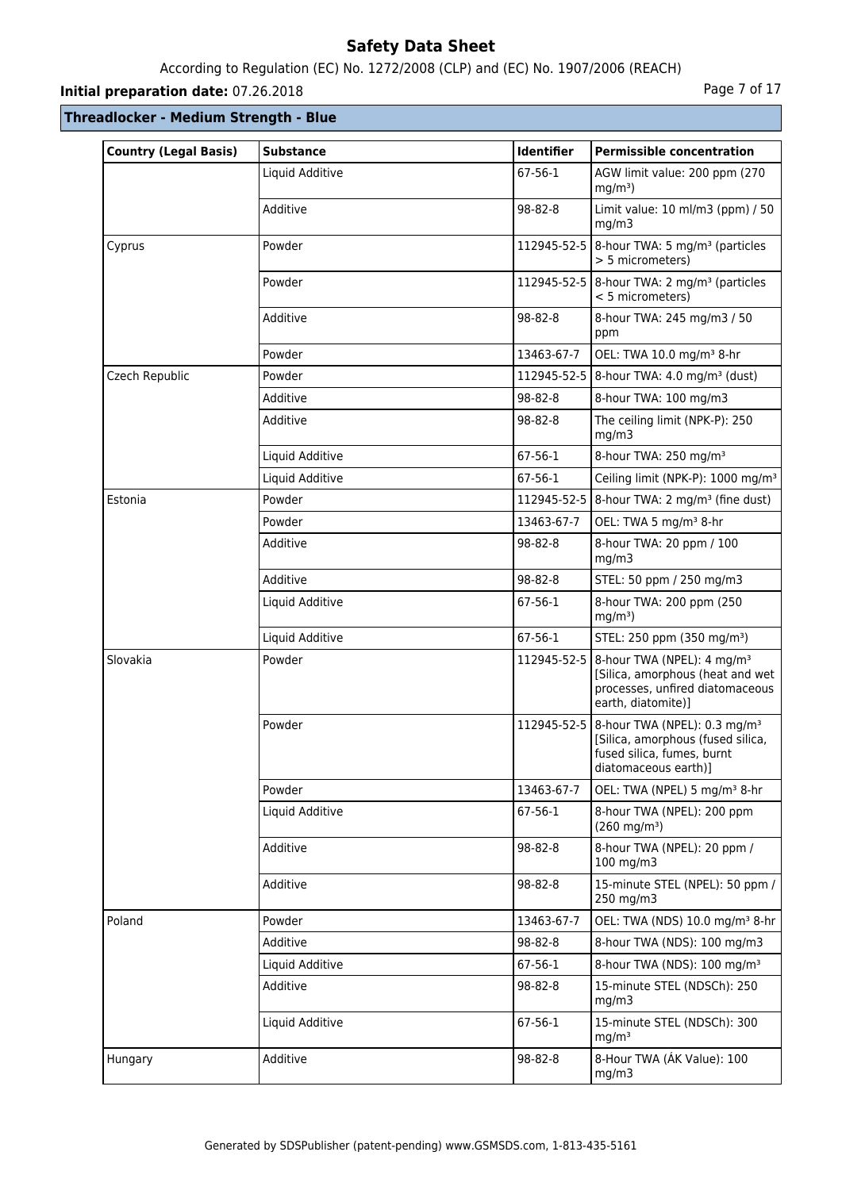**Threadlocker - Medium Strength - Blue**

| Country (Legal Basis) | Substance | Identifier | Permissible concentration |
|---|---|---|---|
| | Liquid Additive | 67-56-1 | AGW limit value: 200 ppm (270 mg/m³) |
| | Additive | 98-82-8 | Limit value: 10 ml/m3 (ppm) / 50 mg/m3 |
| Cyprus | Powder | 112945-52-5 | 8-hour TWA: 5 mg/m³ (particles > 5 micrometers) |
| | Powder | 112945-52-5 | 8-hour TWA: 2 mg/m³ (particles < 5 micrometers) |
| | Additive | 98-82-8 | 8-hour TWA: 245 mg/m3 / 50 ppm |
| | Powder | 13463-67-7 | OEL: TWA 10.0 mg/m³ 8-hr |
| Czech Republic | Powder | 112945-52-5 | 8-hour TWA: 4.0 mg/m³ (dust) |
| | Additive | 98-82-8 | 8-hour TWA: 100 mg/m3 |
| | Additive | 98-82-8 | The ceiling limit (NPK-P): 250 mg/m3 |
| | Liquid Additive | 67-56-1 | 8-hour TWA: 250 mg/m³ |
| | Liquid Additive | 67-56-1 | Ceiling limit (NPK-P): 1000 mg/m³ |
| Estonia | Powder | 112945-52-5 | 8-hour TWA: 2 mg/m³ (fine dust) |
| | Powder | 13463-67-7 | OEL: TWA 5 mg/m³ 8-hr |
| | Additive | 98-82-8 | 8-hour TWA: 20 ppm / 100 mg/m3 |
| | Additive | 98-82-8 | STEL: 50 ppm / 250 mg/m3 |
| | Liquid Additive | 67-56-1 | 8-hour TWA: 200 ppm (250 mg/m³) |
| | Liquid Additive | 67-56-1 | STEL: 250 ppm (350 mg/m³) |
| Slovakia | Powder | 112945-52-5 | 8-hour TWA (NPEL): 4 mg/m³ [Silica, amorphous (heat and wet processes, unfired diatomaceous earth, diatomite)] |
| | Powder | 112945-52-5 | 8-hour TWA (NPEL): 0.3 mg/m³ [Silica, amorphous (fused silica, fused silica, fumes, burnt diatomaceous earth)] |
| | Powder | 13463-67-7 | OEL: TWA (NPEL) 5 mg/m³ 8-hr |
| | Liquid Additive | 67-56-1 | 8-hour TWA (NPEL): 200 ppm (260 mg/m³) |
| | Additive | 98-82-8 | 8-hour TWA (NPEL): 20 ppm / 100 mg/m3 |
| | Additive | 98-82-8 | 15-minute STEL (NPEL): 50 ppm / 250 mg/m3 |
| Poland | Powder | 13463-67-7 | OEL: TWA (NDS) 10.0 mg/m³ 8-hr |
| | Additive | 98-82-8 | 8-hour TWA (NDS): 100 mg/m3 |
| | Liquid Additive | 67-56-1 | 8-hour TWA (NDS): 100 mg/m³ |
| | Additive | 98-82-8 | 15-minute STEL (NDSCh): 250 mg/m3 |
| | Liquid Additive | 67-56-1 | 15-minute STEL (NDSCh): 300 mg/m³ |
| Hungary | Additive | 98-82-8 | 8-Hour TWA (ÁK Value): 100 mg/m3 |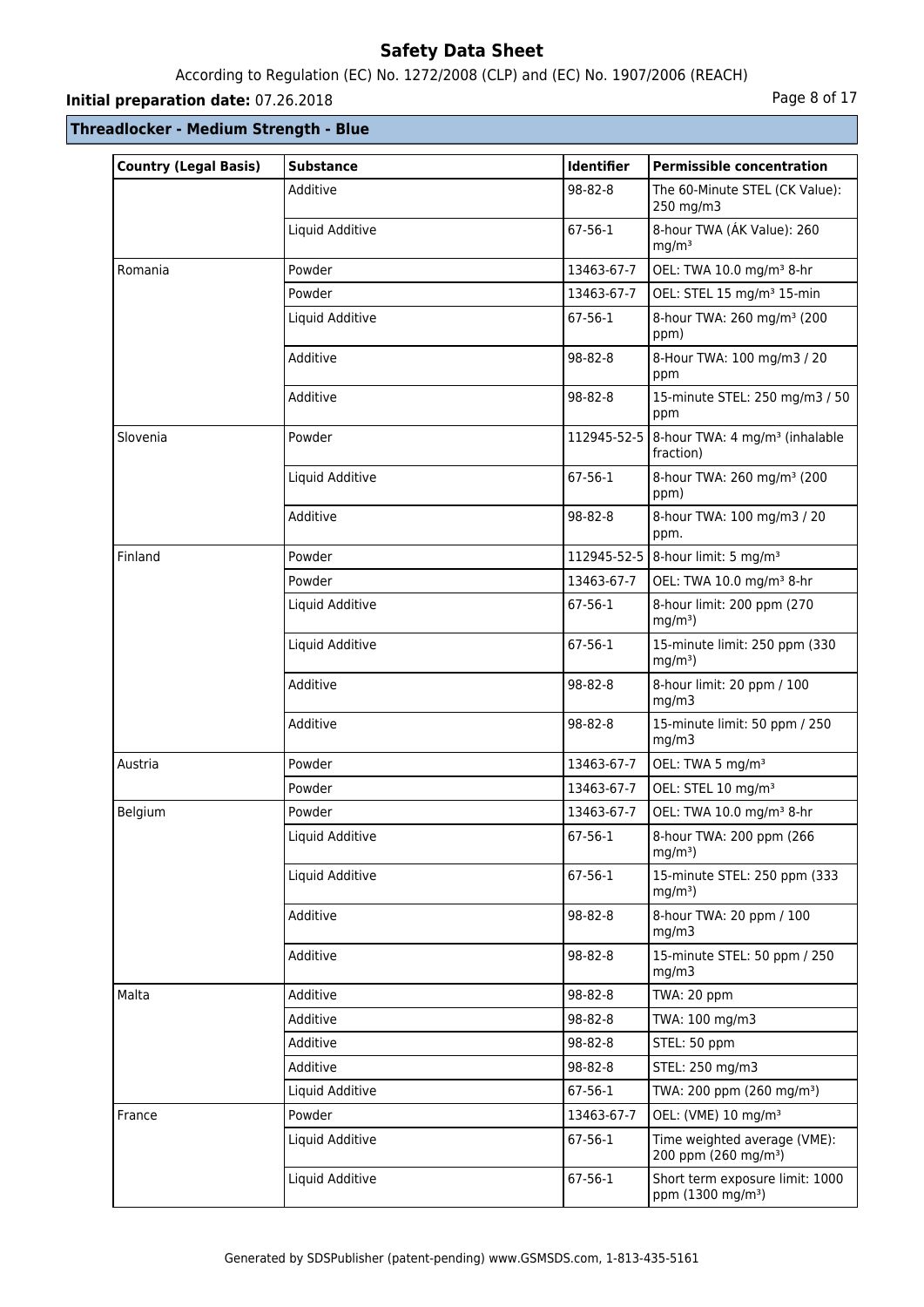**Threadlocker - Medium Strength - Blue**

| Country (Legal Basis) | Substance | Identifier | Permissible concentration |
|---|---|---|---|
| | Additive | 98-82-8 | The 60-Minute STEL (CK Value): 250 mg/m3 |
| | Liquid Additive | 67-56-1 | 8-hour TWA (ÁK Value): 260 mg/m³ |
| Romania | Powder | 13463-67-7 | OEL: TWA 10.0 mg/m³ 8-hr |
| | Powder | 13463-67-7 | OEL: STEL 15 mg/m³ 15-min |
| | Liquid Additive | 67-56-1 | 8-hour TWA: 260 mg/m³ (200 ppm) |
| | Additive | 98-82-8 | 8-Hour TWA: 100 mg/m3 / 20 ppm |
| | Additive | 98-82-8 | 15-minute STEL: 250 mg/m3 / 50 ppm |
| Slovenia | Powder | 112945-52-5 | 8-hour TWA: 4 mg/m³ (inhalable fraction) |
| | Liquid Additive | 67-56-1 | 8-hour TWA: 260 mg/m³ (200 ppm) |
| | Additive | 98-82-8 | 8-hour TWA: 100 mg/m3 / 20 ppm. |
| Finland | Powder | 112945-52-5 | 8-hour limit: 5 mg/m³ |
| | Powder | 13463-67-7 | OEL: TWA 10.0 mg/m³ 8-hr |
| | Liquid Additive | 67-56-1 | 8-hour limit: 200 ppm (270 mg/m³) |
| | Liquid Additive | 67-56-1 | 15-minute limit: 250 ppm (330 mg/m³) |
| | Additive | 98-82-8 | 8-hour limit: 20 ppm / 100 mg/m3 |
| | Additive | 98-82-8 | 15-minute limit: 50 ppm / 250 mg/m3 |
| Austria | Powder | 13463-67-7 | OEL: TWA 5 mg/m³ |
| | Powder | 13463-67-7 | OEL: STEL 10 mg/m³ |
| Belgium | Powder | 13463-67-7 | OEL: TWA 10.0 mg/m³ 8-hr |
| | Liquid Additive | 67-56-1 | 8-hour TWA: 200 ppm (266 mg/m³) |
| | Liquid Additive | 67-56-1 | 15-minute STEL: 250 ppm (333 mg/m³) |
| | Additive | 98-82-8 | 8-hour TWA: 20 ppm / 100 mg/m3 |
| | Additive | 98-82-8 | 15-minute STEL: 50 ppm / 250 mg/m3 |
| Malta | Additive | 98-82-8 | TWA: 20 ppm |
| | Additive | 98-82-8 | TWA: 100 mg/m3 |
| | Additive | 98-82-8 | STEL: 50 ppm |
| | Additive | 98-82-8 | STEL: 250 mg/m3 |
| | Liquid Additive | 67-56-1 | TWA: 200 ppm (260 mg/m³) |
| France | Powder | 13463-67-7 | OEL: (VME) 10 mg/m³ |
| | Liquid Additive | 67-56-1 | Time weighted average (VME): 200 ppm (260 mg/m³) |
| | Liquid Additive | 67-56-1 | Short term exposure limit: 1000 ppm (1300 mg/m³) |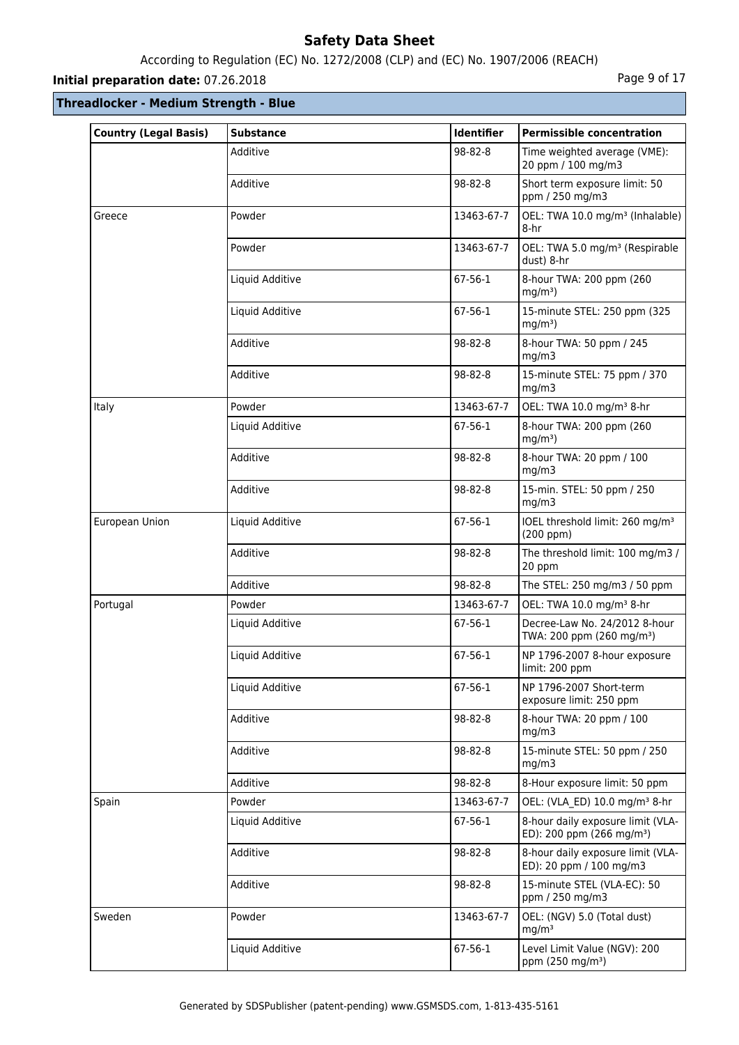**Threadlocker - Medium Strength - Blue**

| Country (Legal Basis) | Substance | Identifier | Permissible concentration |
|---|---|---|---|
| | Additive | 98-82-8 | Time weighted average (VME): 20 ppm / 100 mg/m3 |
| | Additive | 98-82-8 | Short term exposure limit: 50 ppm / 250 mg/m3 |
| Greece | Powder | 13463-67-7 | OEL: TWA 10.0 mg/m³ (Inhalable) 8-hr |
| | Powder | 13463-67-7 | OEL: TWA 5.0 mg/m³ (Respirable dust) 8-hr |
| | Liquid Additive | 67-56-1 | 8-hour TWA: 200 ppm (260 mg/m³) |
| | Liquid Additive | 67-56-1 | 15-minute STEL: 250 ppm (325 mg/m³) |
| | Additive | 98-82-8 | 8-hour TWA: 50 ppm / 245 mg/m3 |
| | Additive | 98-82-8 | 15-minute STEL: 75 ppm / 370 mg/m3 |
| Italy | Powder | 13463-67-7 | OEL: TWA 10.0 mg/m³ 8-hr |
| | Liquid Additive | 67-56-1 | 8-hour TWA: 200 ppm (260 mg/m³) |
| | Additive | 98-82-8 | 8-hour TWA: 20 ppm / 100 mg/m3 |
| | Additive | 98-82-8 | 15-min. STEL: 50 ppm / 250 mg/m3 |
| European Union | Liquid Additive | 67-56-1 | IOEL threshold limit: 260 mg/m³ (200 ppm) |
| | Additive | 98-82-8 | The threshold limit: 100 mg/m3 / 20 ppm |
| | Additive | 98-82-8 | The STEL: 250 mg/m3 / 50 ppm |
| Portugal | Powder | 13463-67-7 | OEL: TWA 10.0 mg/m³ 8-hr |
| | Liquid Additive | 67-56-1 | Decree-Law No. 24/2012 8-hour TWA: 200 ppm (260 mg/m³) |
| | Liquid Additive | 67-56-1 | NP 1796-2007 8-hour exposure limit: 200 ppm |
| | Liquid Additive | 67-56-1 | NP 1796-2007 Short-term exposure limit: 250 ppm |
| | Additive | 98-82-8 | 8-hour TWA: 20 ppm / 100 mg/m3 |
| | Additive | 98-82-8 | 15-minute STEL: 50 ppm / 250 mg/m3 |
| | Additive | 98-82-8 | 8-Hour exposure limit: 50 ppm |
| Spain | Powder | 13463-67-7 | OEL: (VLA_ED) 10.0 mg/m³ 8-hr |
| | Liquid Additive | 67-56-1 | 8-hour daily exposure limit (VLA-ED): 200 ppm (266 mg/m³) |
| | Additive | 98-82-8 | 8-hour daily exposure limit (VLA-ED): 20 ppm / 100 mg/m3 |
| | Additive | 98-82-8 | 15-minute STEL (VLA-EC): 50 ppm / 250 mg/m3 |
| Sweden | Powder | 13463-67-7 | OEL: (NGV) 5.0 (Total dust) mg/m³ |
| | Liquid Additive | 67-56-1 | Level Limit Value (NGV): 200 ppm (250 mg/m³) |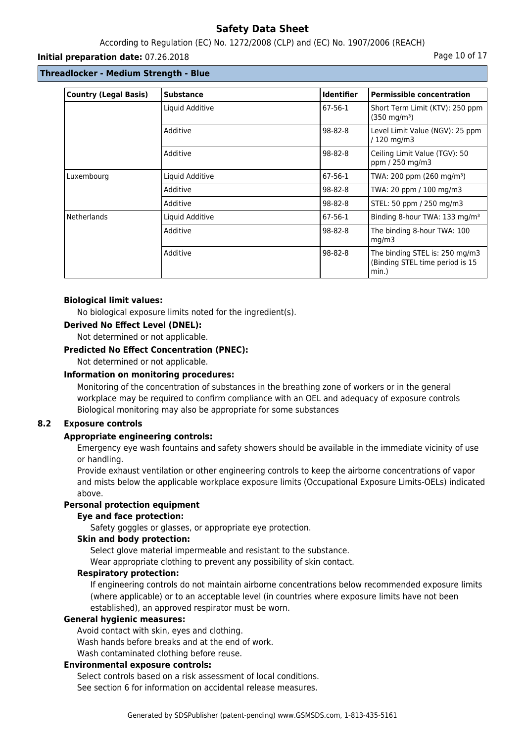| Country (Legal Basis) | Substance | Identifier | Permissible concentration |
|---|---|---|---|
| | Liquid Additive | 67-56-1 | Short Term Limit (KTV): 250 ppm (350 mg/m³) |
| | Additive | 98-82-8 | Level Limit Value (NGV): 25 ppm / 120 mg/m3 |
| | Additive | 98-82-8 | Ceiling Limit Value (TGV): 50 ppm / 250 mg/m3 |
| Luxembourg | Liquid Additive | 67-56-1 | TWA: 200 ppm (260 mg/m³) |
| | Additive | 98-82-8 | TWA: 20 ppm / 100 mg/m3 |
| | Additive | 98-82-8 | STEL: 50 ppm / 250 mg/m3 |
| Netherlands | Liquid Additive | 67-56-1 | Binding 8-hour TWA: 133 mg/m³ |
| | Additive | 98-82-8 | The binding 8-hour TWA: 100 mg/m3 |
| | Additive | 98-82-8 | The binding STEL is: 250 mg/m3 (Binding STEL time period is 15 min.) |

**Biological limit values:**

No biological exposure limits noted for the ingredient(s).

**Derived No Effect Level (DNEL):**

Not determined or not applicable.

**Predicted No Effect Concentration (PNEC):**

Not determined or not applicable.

**Information on monitoring procedures:**

Monitoring of the concentration of substances in the breathing zone of workers or in the general workplace may be required to confirm compliance with an OEL and adequacy of exposure controls
Biological monitoring may also be appropriate for some substances

## 8.2 Exposure controls

**Appropriate engineering controls:**

Emergency eye wash fountains and safety showers should be available in the immediate vicinity of use or handling.

Provide exhaust ventilation or other engineering controls to keep the airborne concentrations of vapor and mists below the applicable workplace exposure limits (Occupational Exposure Limits-OELs) indicated above.

**Personal protection equipment**

**Eye and face protection:**

Safety goggles or glasses, or appropriate eye protection.

**Skin and body protection:**

Select glove material impermeable and resistant to the substance.

Wear appropriate clothing to prevent any possibility of skin contact.

**Respiratory protection:**

If engineering controls do not maintain airborne concentrations below recommended exposure limits (where applicable) or to an acceptable level (in countries where exposure limits have not been established), an approved respirator must be worn.

**General hygienic measures:**

Avoid contact with skin, eyes and clothing.

Wash hands before breaks and at the end of work.

Wash contaminated clothing before reuse.

**Environmental exposure controls:**

Select controls based on a risk assessment of local conditions.

See section 6 for information on accidental release measures.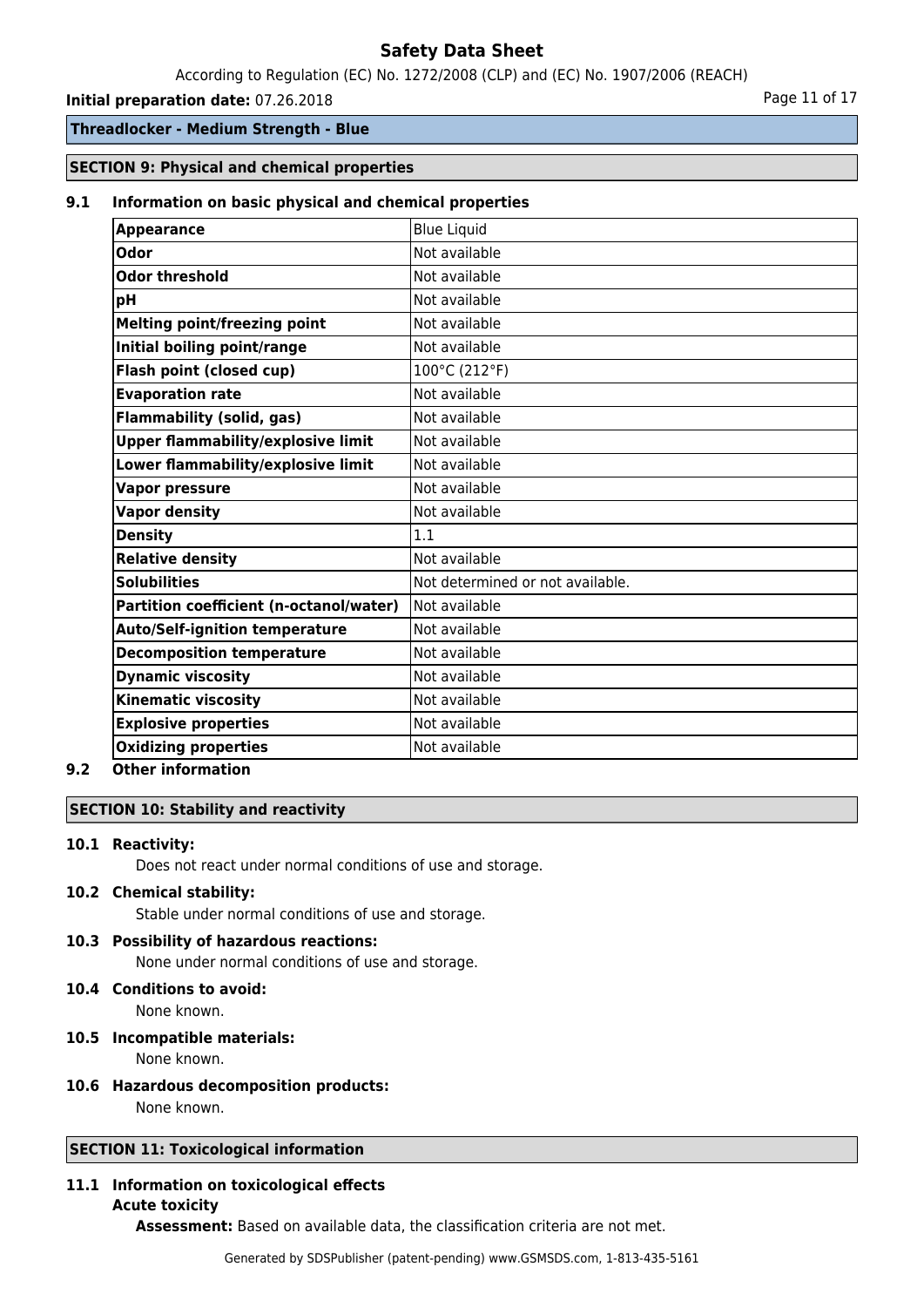**Threadlocker - Medium Strength - Blue**

## SECTION 9: Physical and chemical properties

### 9.1 Information on basic physical and chemical properties

| Property | Value |
|---|---|
| **Appearance** | Blue Liquid |
| **Odor** | Not available |
| **Odor threshold** | Not available |
| **pH** | Not available |
| **Melting point/freezing point** | Not available |
| **Initial boiling point/range** | Not available |
| **Flash point (closed cup)** | 100°C (212°F) |
| **Evaporation rate** | Not available |
| **Flammability (solid, gas)** | Not available |
| **Upper flammability/explosive limit** | Not available |
| **Lower flammability/explosive limit** | Not available |
| **Vapor pressure** | Not available |
| **Vapor density** | Not available |
| **Density** | 1.1 |
| **Relative density** | Not available |
| **Solubilities** | Not determined or not available. |
| **Partition coefficient (n-octanol/water)** | Not available |
| **Auto/Self-ignition temperature** | Not available |
| **Decomposition temperature** | Not available |
| **Dynamic viscosity** | Not available |
| **Kinematic viscosity** | Not available |
| **Explosive properties** | Not available |
| **Oxidizing properties** | Not available |

### 9.2 Other information

## SECTION 10: Stability and reactivity

### 10.1 Reactivity:

Does not react under normal conditions of use and storage.

### 10.2 Chemical stability:

Stable under normal conditions of use and storage.

### 10.3 Possibility of hazardous reactions:

None under normal conditions of use and storage.

### 10.4 Conditions to avoid:

None known.

### 10.5 Incompatible materials:

None known.

### 10.6 Hazardous decomposition products:

None known.

## SECTION 11: Toxicological information

### 11.1 Information on toxicological effects

**Acute toxicity**

**Assessment:** Based on available data, the classification criteria are not met.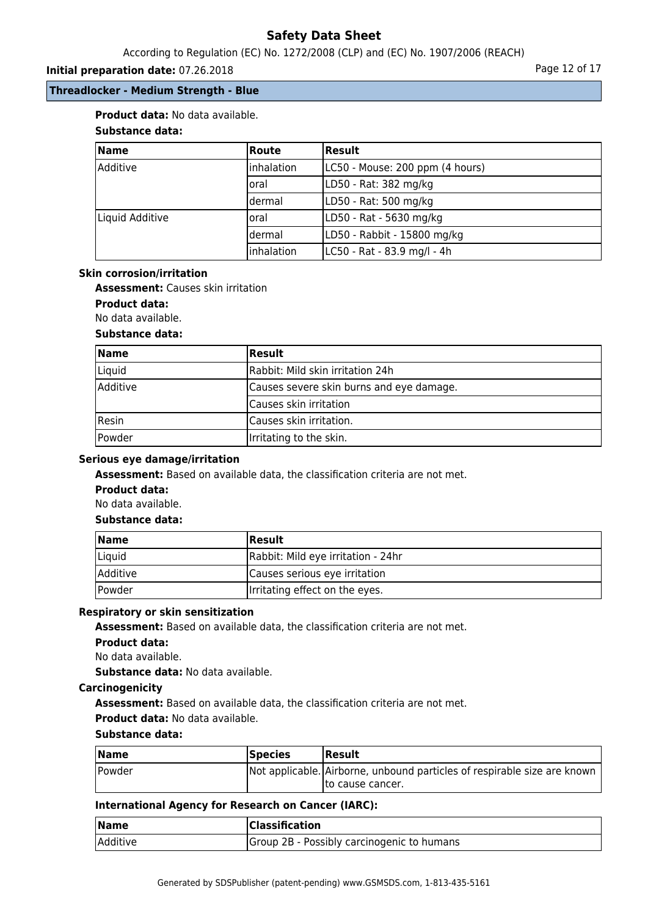**Product data:** No data available.

**Substance data:**

| Name | Route | Result |
|---|---|---|
| Additive | inhalation | LC50 - Mouse: 200 ppm (4 hours) |
| | oral | LD50 - Rat: 382 mg/kg |
| | dermal | LD50 - Rat: 500 mg/kg |
| Liquid Additive | oral | LD50 - Rat - 5630 mg/kg |
| | dermal | LD50 - Rabbit - 15800 mg/kg |
| | inhalation | LC50 - Rat - 83.9 mg/l - 4h |

### Skin corrosion/irritation

**Assessment:** Causes skin irritation

**Product data:**

No data available.

**Substance data:**

| Name | Result |
|---|---|
| Liquid | Rabbit: Mild skin irritation 24h |
| Additive | Causes severe skin burns and eye damage. |
| | Causes skin irritation |
| Resin | Causes skin irritation. |
| Powder | Irritating to the skin. |

### Serious eye damage/irritation

**Assessment:** Based on available data, the classification criteria are not met.

**Product data:**

No data available.

**Substance data:**

| Name | Result |
|---|---|
| Liquid | Rabbit: Mild eye irritation - 24hr |
| Additive | Causes serious eye irritation |
| Powder | Irritating effect on the eyes. |

### Respiratory or skin sensitization

**Assessment:** Based on available data, the classification criteria are not met.

**Product data:**

No data available.

**Substance data:** No data available.

### Carcinogenicity

**Assessment:** Based on available data, the classification criteria are not met.

**Product data:** No data available.

**Substance data:**

| Name | Species | Result |
|---|---|---|
| Powder | Not applicable. | Airborne, unbound particles of respirable size are known to cause cancer. |

**International Agency for Research on Cancer (IARC):**

| Name | Classification |
|---|---|
| Additive | Group 2B - Possibly carcinogenic to humans |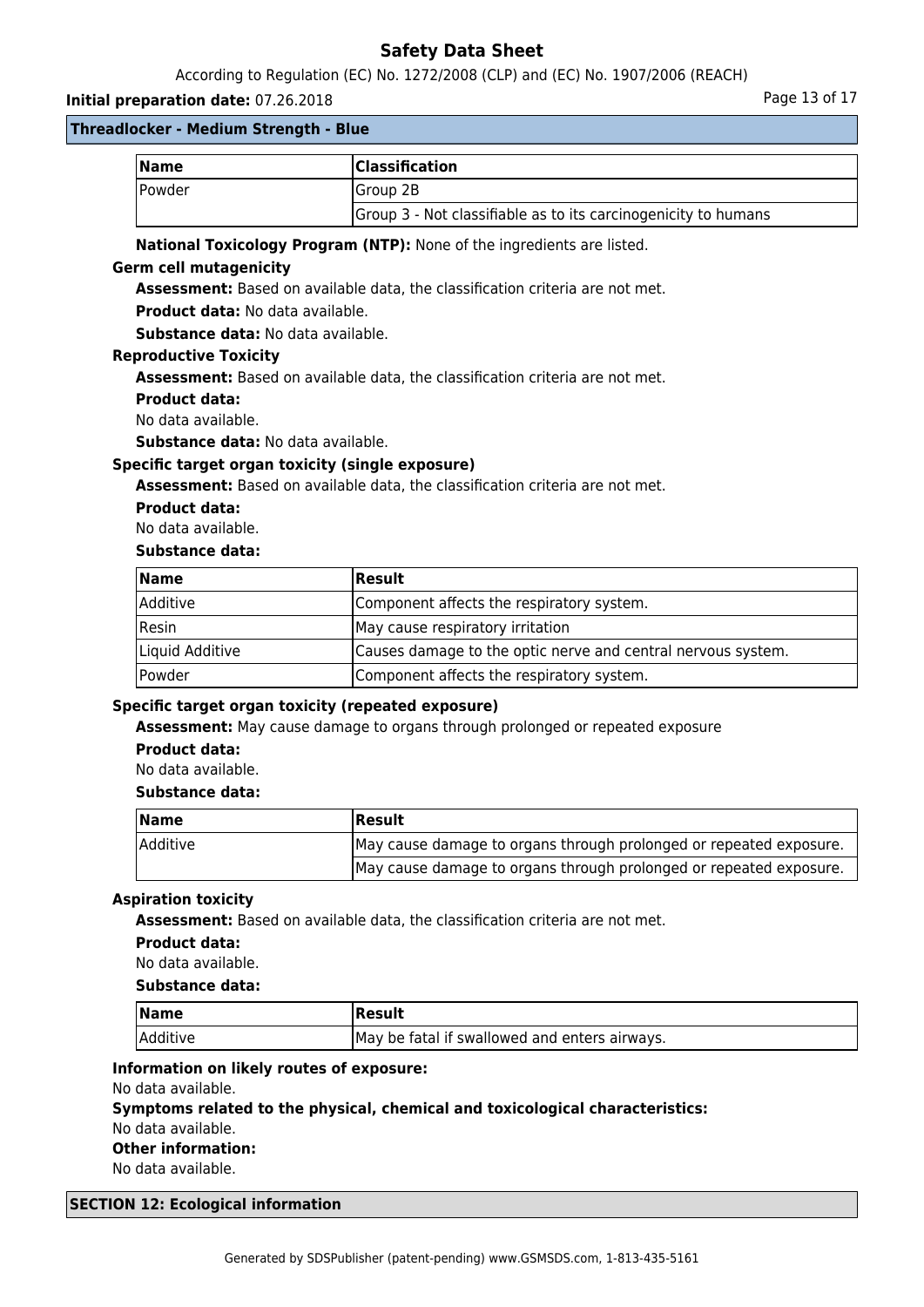**Threadlocker - Medium Strength - Blue**

| Name | Classification |
| --- | --- |
| Powder | Group 2B |
| | Group 3 - Not classifiable as to its carcinogenicity to humans |

**National Toxicology Program (NTP):** None of the ingredients are listed.

**Germ cell mutagenicity**

**Assessment:** Based on available data, the classification criteria are not met.

**Product data:** No data available.

**Substance data:** No data available.

**Reproductive Toxicity**

**Assessment:** Based on available data, the classification criteria are not met.

**Product data:**

No data available.

**Substance data:** No data available.

**Specific target organ toxicity (single exposure)**

**Assessment:** Based on available data, the classification criteria are not met.

**Product data:**

No data available.

**Substance data:**

| Name | Result |
| --- | --- |
| Additive | Component affects the respiratory system. |
| Resin | May cause respiratory irritation |
| Liquid Additive | Causes damage to the optic nerve and central nervous system. |
| Powder | Component affects the respiratory system. |

**Specific target organ toxicity (repeated exposure)**

**Assessment:** May cause damage to organs through prolonged or repeated exposure

**Product data:**

No data available.

**Substance data:**

| Name | Result |
| --- | --- |
| Additive | May cause damage to organs through prolonged or repeated exposure. |
| | May cause damage to organs through prolonged or repeated exposure. |

**Aspiration toxicity**

**Assessment:** Based on available data, the classification criteria are not met.

**Product data:**

No data available.

**Substance data:**

| Name | Result |
| --- | --- |
| Additive | May be fatal if swallowed and enters airways. |

**Information on likely routes of exposure:**

No data available.

**Symptoms related to the physical, chemical and toxicological characteristics:**

No data available.

**Other information:**

No data available.

## SECTION 12: Ecological information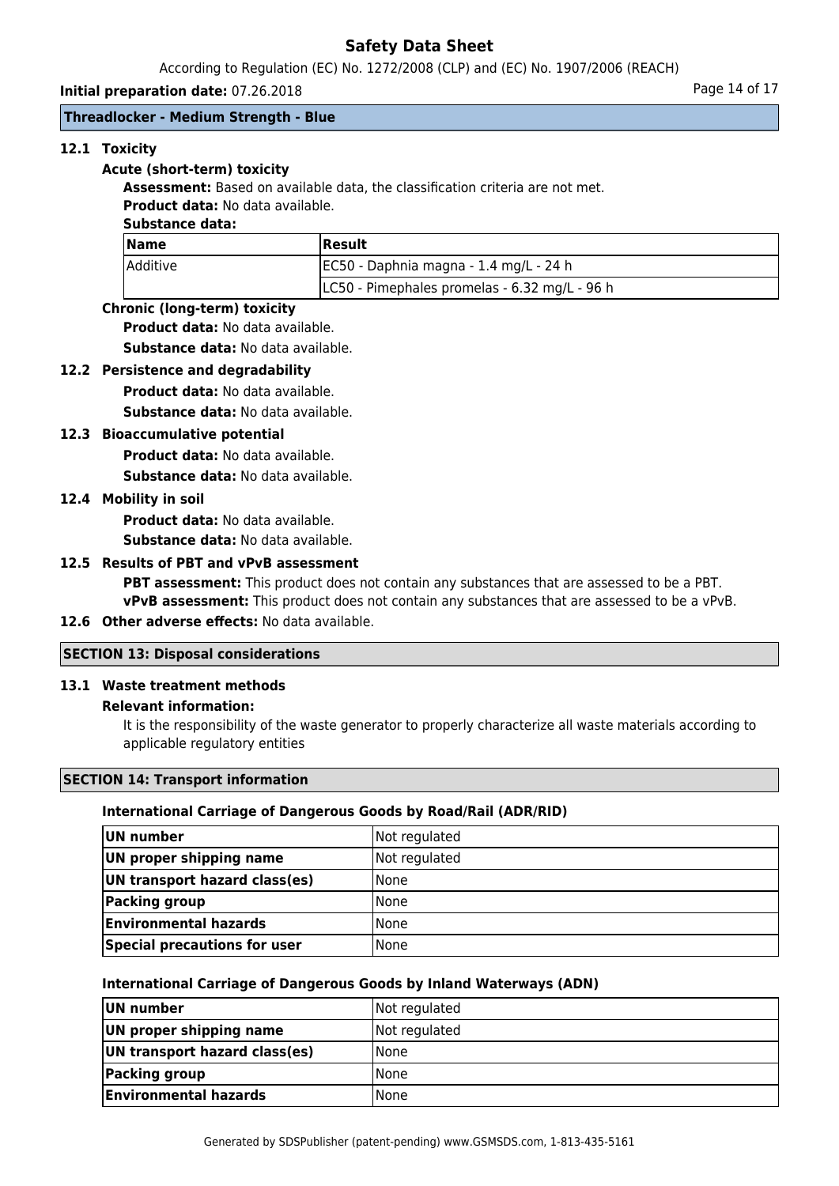#### 12.1 Toxicity

**Acute (short-term) toxicity**

**Assessment:** Based on available data, the classification criteria are not met.

**Product data:** No data available.

**Substance data:**

| Name | Result |
|---|---|
| Additive | EC50 - Daphnia magna - 1.4 mg/L - 24 h |
| | LC50 - Pimephales promelas - 6.32 mg/L - 96 h |

**Chronic (long-term) toxicity**

**Product data:** No data available.

**Substance data:** No data available.

#### 12.2 Persistence and degradability

**Product data:** No data available.

**Substance data:** No data available.

#### 12.3 Bioaccumulative potential

**Product data:** No data available.

**Substance data:** No data available.

#### 12.4 Mobility in soil

**Product data:** No data available.

**Substance data:** No data available.

#### 12.5 Results of PBT and vPvB assessment

**PBT assessment:** This product does not contain any substances that are assessed to be a PBT.

**vPvB assessment:** This product does not contain any substances that are assessed to be a vPvB.

#### 12.6 Other adverse effects: No data available.

## SECTION 13: Disposal considerations

#### 13.1 Waste treatment methods

**Relevant information:**

It is the responsibility of the waste generator to properly characterize all waste materials according to applicable regulatory entities

## SECTION 14: Transport information

**International Carriage of Dangerous Goods by Road/Rail (ADR/RID)**

| | |
|---|---|
| **UN number** | Not regulated |
| **UN proper shipping name** | Not regulated |
| **UN transport hazard class(es)** | None |
| **Packing group** | None |
| **Environmental hazards** | None |
| **Special precautions for user** | None |

**International Carriage of Dangerous Goods by Inland Waterways (ADN)**

| | |
|---|---|
| **UN number** | Not regulated |
| **UN proper shipping name** | Not regulated |
| **UN transport hazard class(es)** | None |
| **Packing group** | None |
| **Environmental hazards** | None |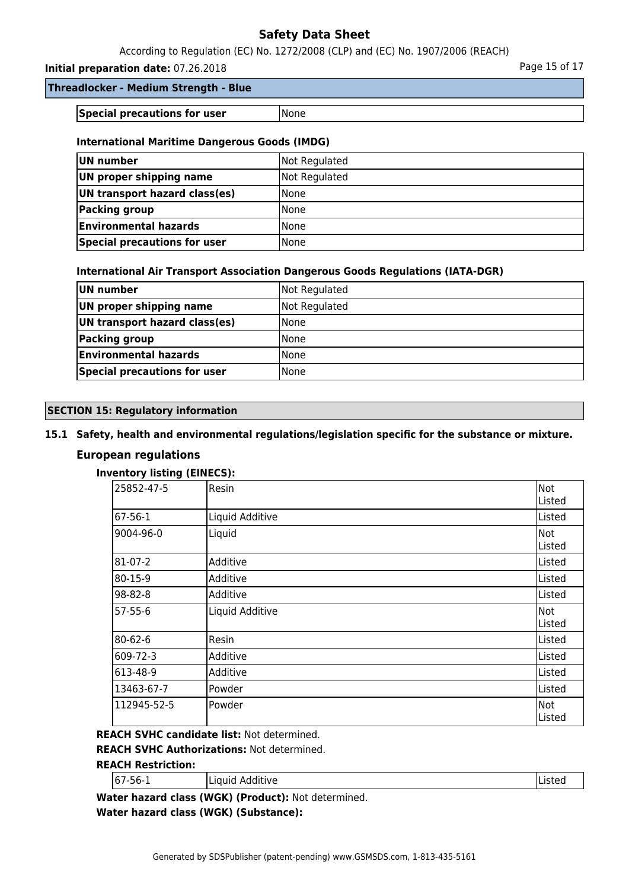| Special precautions for user | None |
|---|---|

#### International Maritime Dangerous Goods (IMDG)

| UN number | Not Regulated |
|---|---|
| UN proper shipping name | Not Regulated |
| UN transport hazard class(es) | None |
| Packing group | None |
| Environmental hazards | None |
| Special precautions for user | None |

#### International Air Transport Association Dangerous Goods Regulations (IATA-DGR)

| UN number | Not Regulated |
|---|---|
| UN proper shipping name | Not Regulated |
| UN transport hazard class(es) | None |
| Packing group | None |
| Environmental hazards | None |
| Special precautions for user | None |

## SECTION 15: Regulatory information

### 15.1 Safety, health and environmental regulations/legislation specific for the substance or mixture.

#### European regulations

**Inventory listing (EINECS):**

| | | |
|---|---|---|
| 25852-47-5 | Resin | Not Listed |
| 67-56-1 | Liquid Additive | Listed |
| 9004-96-0 | Liquid | Not Listed |
| 81-07-2 | Additive | Listed |
| 80-15-9 | Additive | Listed |
| 98-82-8 | Additive | Listed |
| 57-55-6 | Liquid Additive | Not Listed |
| 80-62-6 | Resin | Listed |
| 609-72-3 | Additive | Listed |
| 613-48-9 | Additive | Listed |
| 13463-67-7 | Powder | Listed |
| 112945-52-5 | Powder | Not Listed |

**REACH SVHC candidate list:** Not determined.

**REACH SVHC Authorizations:** Not determined.

**REACH Restriction:**

| | | |
|---|---|---|
| 67-56-1 | Liquid Additive | Listed |

**Water hazard class (WGK) (Product):** Not determined.

**Water hazard class (WGK) (Substance):**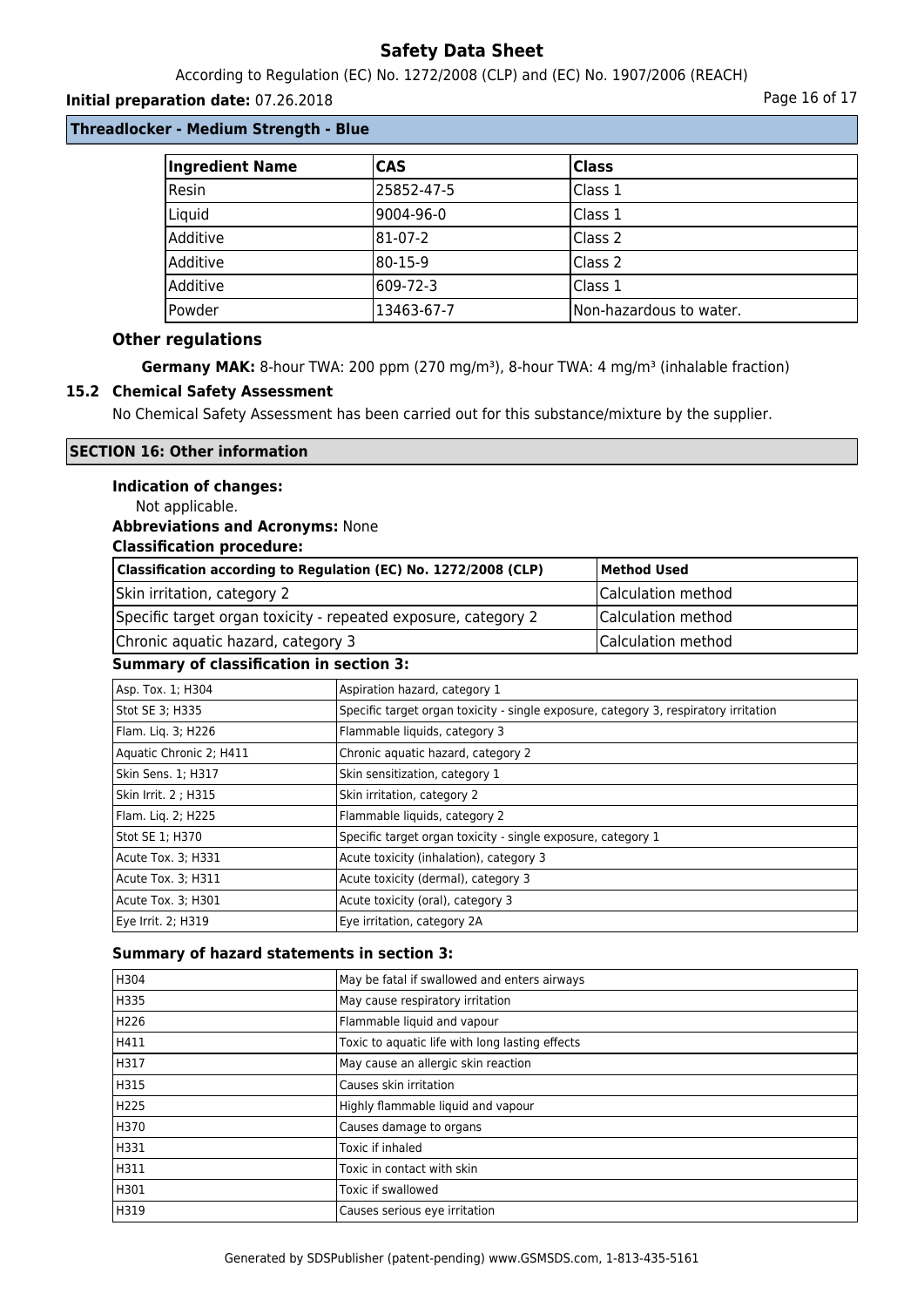**Threadlocker - Medium Strength - Blue**

| Ingredient Name | CAS | Class |
|---|---|---|
| Resin | 25852-47-5 | Class 1 |
| Liquid | 9004-96-0 | Class 1 |
| Additive | 81-07-2 | Class 2 |
| Additive | 80-15-9 | Class 2 |
| Additive | 609-72-3 | Class 1 |
| Powder | 13463-67-7 | Non-hazardous to water. |

### Other regulations

**Germany MAK:** 8-hour TWA: 200 ppm (270 mg/m³), 8-hour TWA: 4 mg/m³ (inhalable fraction)

### 15.2 Chemical Safety Assessment

No Chemical Safety Assessment has been carried out for this substance/mixture by the supplier.

## SECTION 16: Other information

**Indication of changes:**

Not applicable.

**Abbreviations and Acronyms:** None

**Classification procedure:**

| Classification according to Regulation (EC) No. 1272/2008 (CLP) | Method Used |
|---|---|
| Skin irritation, category 2 | Calculation method |
| Specific target organ toxicity - repeated exposure, category 2 | Calculation method |
| Chronic aquatic hazard, category 3 | Calculation method |

**Summary of classification in section 3:**

| | |
|---|---|
| Asp. Tox. 1; H304 | Aspiration hazard, category 1 |
| Stot SE 3; H335 | Specific target organ toxicity - single exposure, category 3, respiratory irritation |
| Flam. Liq. 3; H226 | Flammable liquids, category 3 |
| Aquatic Chronic 2; H411 | Chronic aquatic hazard, category 2 |
| Skin Sens. 1; H317 | Skin sensitization, category 1 |
| Skin Irrit. 2 ; H315 | Skin irritation, category 2 |
| Flam. Liq. 2; H225 | Flammable liquids, category 2 |
| Stot SE 1; H370 | Specific target organ toxicity - single exposure, category 1 |
| Acute Tox. 3; H331 | Acute toxicity (inhalation), category 3 |
| Acute Tox. 3; H311 | Acute toxicity (dermal), category 3 |
| Acute Tox. 3; H301 | Acute toxicity (oral), category 3 |
| Eye Irrit. 2; H319 | Eye irritation, category 2A |

**Summary of hazard statements in section 3:**

| | |
|---|---|
| H304 | May be fatal if swallowed and enters airways |
| H335 | May cause respiratory irritation |
| H226 | Flammable liquid and vapour |
| H411 | Toxic to aquatic life with long lasting effects |
| H317 | May cause an allergic skin reaction |
| H315 | Causes skin irritation |
| H225 | Highly flammable liquid and vapour |
| H370 | Causes damage to organs |
| H331 | Toxic if inhaled |
| H311 | Toxic in contact with skin |
| H301 | Toxic if swallowed |
| H319 | Causes serious eye irritation |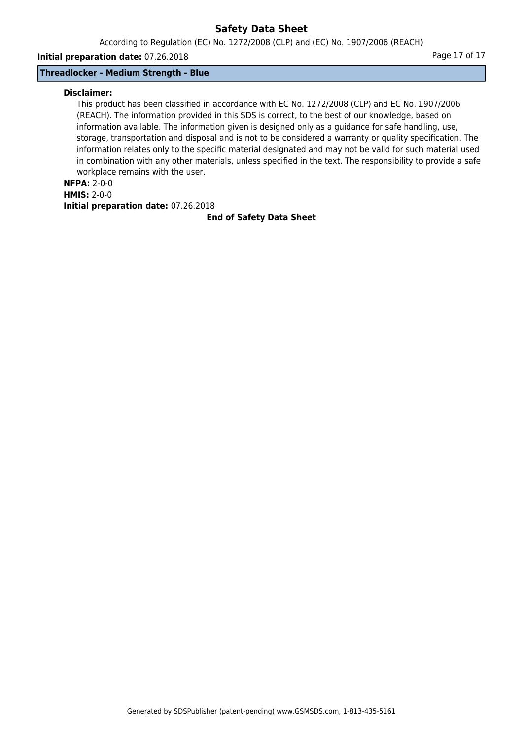**Disclaimer:**

This product has been classified in accordance with EC No. 1272/2008 (CLP) and EC No. 1907/2006 (REACH). The information provided in this SDS is correct, to the best of our knowledge, based on information available. The information given is designed only as a guidance for safe handling, use, storage, transportation and disposal and is not to be considered a warranty or quality specification. The information relates only to the specific material designated and may not be valid for such material used in combination with any other materials, unless specified in the text. The responsibility to provide a safe workplace remains with the user.

**NFPA:** 2-0-0

**HMIS:** 2-0-0

**Initial preparation date:** 07.26.2018

**End of Safety Data Sheet**